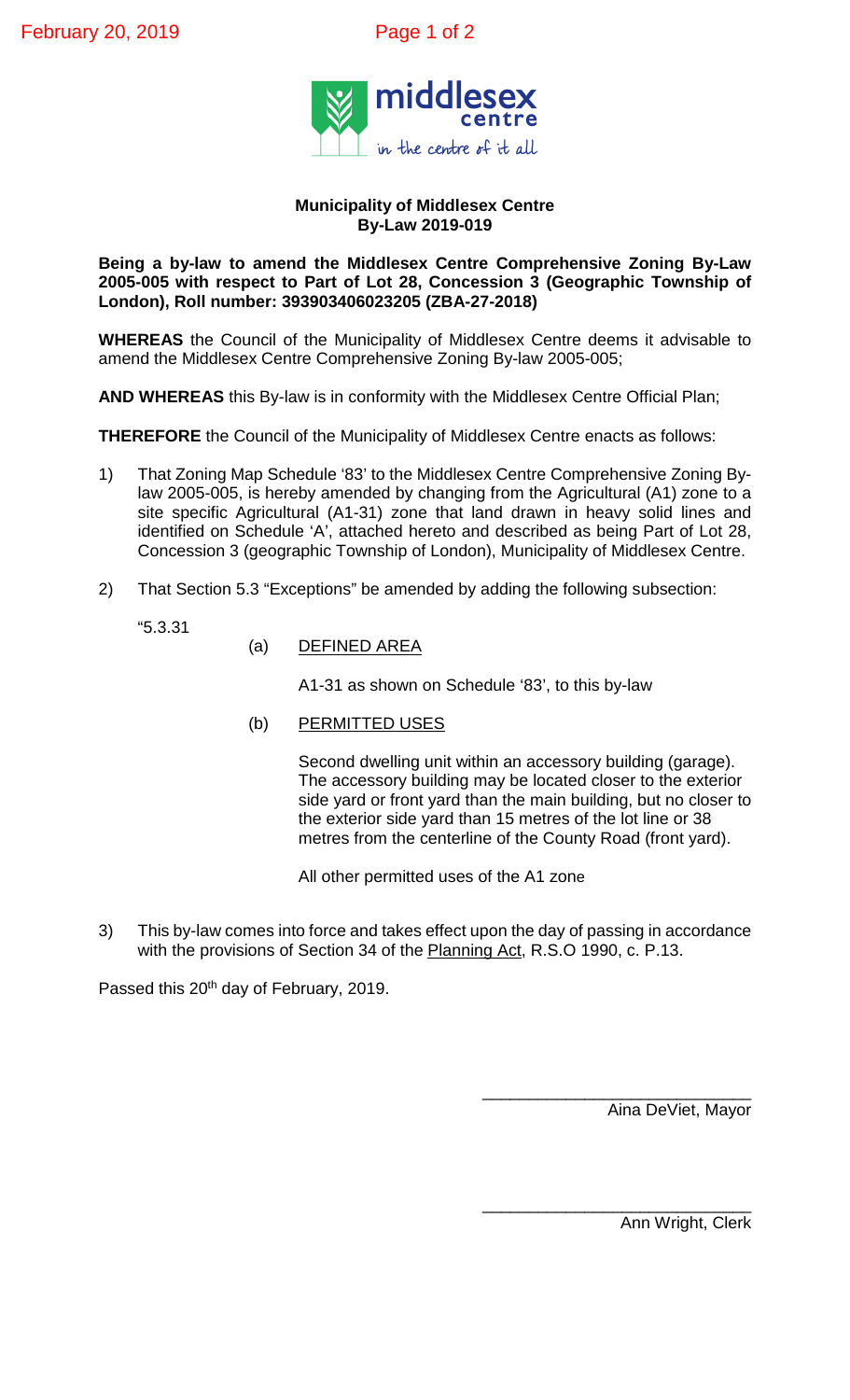**Municipality of Middlesex Centre**
**By-Law 2019-019**

**Being a by-law to amend the Middlesex Centre Comprehensive Zoning By-Law 2005-005 with respect to Part of Lot 28, Concession 3 (Geographic Township of London), Roll number: 393903406023205 (ZBA-27-2018)**

**WHEREAS** the Council of the Municipality of Middlesex Centre deems it advisable to amend the Middlesex Centre Comprehensive Zoning By-law 2005-005;

**AND WHEREAS** this By-law is in conformity with the Middlesex Centre Official Plan;

**THEREFORE** the Council of the Municipality of Middlesex Centre enacts as follows:

1) That Zoning Map Schedule '83' to the Middlesex Centre Comprehensive Zoning By-law 2005-005, is hereby amended by changing from the Agricultural (A1) zone to a site specific Agricultural (A1-31) zone that land drawn in heavy solid lines and identified on Schedule 'A', attached hereto and described as being Part of Lot 28, Concession 3 (geographic Township of London), Municipality of Middlesex Centre.

2) That Section 5.3 "Exceptions" be amended by adding the following subsection:

"5.3.31

(a) DEFINED AREA

A1-31 as shown on Schedule '83', to this by-law

(b) PERMITTED USES

Second dwelling unit within an accessory building (garage). The accessory building may be located closer to the exterior side yard or front yard than the main building, but no closer to the exterior side yard than 15 metres of the lot line or 38 metres from the centerline of the County Road (front yard).

All other permitted uses of the A1 zone

3) This by-law comes into force and takes effect upon the day of passing in accordance with the provisions of Section 34 of the Planning Act, R.S.O 1990, c. P.13.

Passed this 20th day of February, 2019.

\_\_\_\_\_\_\_\_\_\_\_\_\_\_\_\_\_\_\_\_\_\_\_\_\_\_\_\_\_\_
Aina DeViet, Mayor

\_\_\_\_\_\_\_\_\_\_\_\_\_\_\_\_\_\_\_\_\_\_\_\_\_\_\_\_\_\_
Ann Wright, Clerk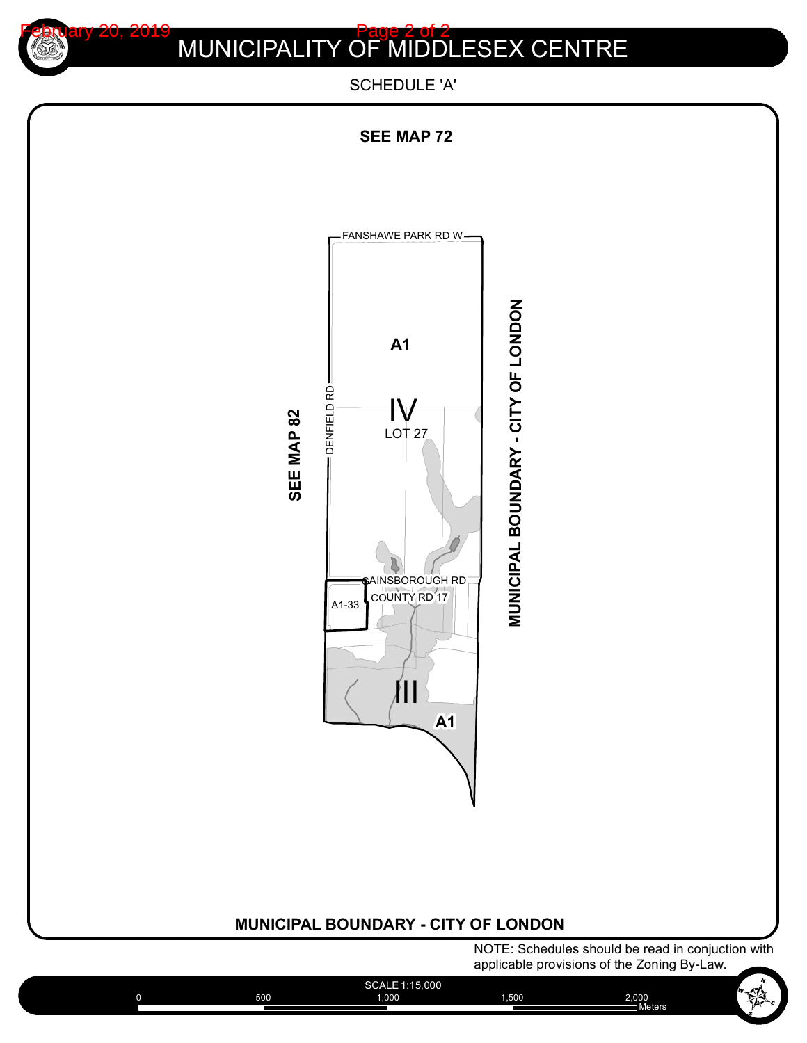# MUNICIPALITY OF MIDDLESEX CENTRE

SCHEDULE 'A'

**SEE MAP 72**

FANSHAWE PARK RD W

**A1**

DENFIELD RD

IV

LOT 27

**SEE MAP 82**

**MUNICIPAL BOUNDARY - CITY OF LONDON**

GAINSBOROUGH RD

COUNTY RD 17

A1-33

III

**A1**

**MUNICIPAL BOUNDARY - CITY OF LONDON**

NOTE: Schedules should be read in conjuction with applicable provisions of the Zoning By-Law.

SCALE 1:15,000

0 500 1,000 1,500 2,000 Meters